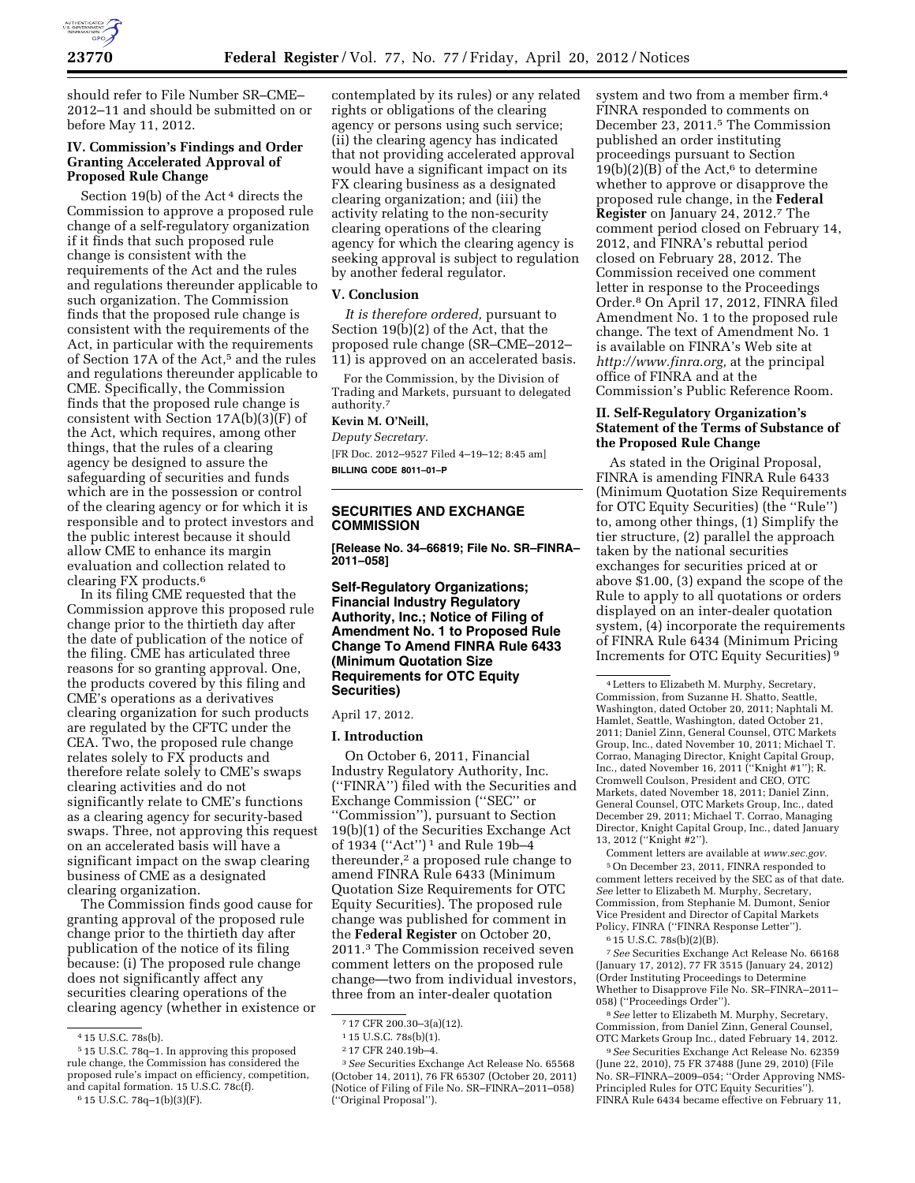should refer to File Number SR–CME–2012–11 and should be submitted on or before May 11, 2012.

### IV. Commission's Findings and Order Granting Accelerated Approval of Proposed Rule Change

Section 19(b) of the Act[4] directs the Commission to approve a proposed rule change of a self-regulatory organization if it finds that such proposed rule change is consistent with the requirements of the Act and the rules and regulations thereunder applicable to such organization. The Commission finds that the proposed rule change is consistent with the requirements of the Act, in particular with the requirements of Section 17A of the Act,[5] and the rules and regulations thereunder applicable to CME. Specifically, the Commission finds that the proposed rule change is consistent with Section 17A(b)(3)(F) of the Act, which requires, among other things, that the rules of a clearing agency be designed to assure the safeguarding of securities and funds which are in the possession or control of the clearing agency or for which it is responsible and to protect investors and the public interest because it should allow CME to enhance its margin evaluation and collection related to clearing FX products.[6]

In its filing CME requested that the Commission approve this proposed rule change prior to the thirtieth day after the date of publication of the notice of the filing. CME has articulated three reasons for so granting approval. One, the products covered by this filing and CME's operations as a derivatives clearing organization for such products are regulated by the CFTC under the CEA. Two, the proposed rule change relates solely to FX products and therefore relate solely to CME's swaps clearing activities and do not significantly relate to CME's functions as a clearing agency for security-based swaps. Three, not approving this request on an accelerated basis will have a significant impact on the swap clearing business of CME as a designated clearing organization.

The Commission finds good cause for granting approval of the proposed rule change prior to the thirtieth day after publication of the notice of its filing because: (i) The proposed rule change does not significantly affect any securities clearing operations of the clearing agency (whether in existence or contemplated by its rules) or any related rights or obligations of the clearing agency or persons using such service; (ii) the clearing agency has indicated that not providing accelerated approval would have a significant impact on its FX clearing business as a designated clearing organization; and (iii) the activity relating to the non-security clearing operations of the clearing agency for which the clearing agency is seeking approval is subject to regulation by another federal regulator.

### V. Conclusion

*It is therefore ordered,* pursuant to Section 19(b)(2) of the Act, that the proposed rule change (SR–CME–2012–11) is approved on an accelerated basis.

For the Commission, by the Division of Trading and Markets, pursuant to delegated authority.[7]

**Kevin M. O'Neill,**

*Deputy Secretary.*

[FR Doc. 2012–9527 Filed 4–19–12; 8:45 am]

**BILLING CODE 8011–01–P**

---

[4] 15 U.S.C. 78s(b).

[5] 15 U.S.C. 78q–1. In approving this proposed rule change, the Commission has considered the proposed rule's impact on efficiency, competition, and capital formation. 15 U.S.C. 78c(f).

[6] 15 U.S.C. 78q–1(b)(3)(F).

[7] 17 CFR 200.30–3(a)(12).

---

## SECURITIES AND EXCHANGE COMMISSION

**[Release No. 34–66819; File No. SR–FINRA–2011–058]**

### Self-Regulatory Organizations; Financial Industry Regulatory Authority, Inc.; Notice of Filing of Amendment No. 1 to Proposed Rule Change To Amend FINRA Rule 6433 (Minimum Quotation Size Requirements for OTC Equity Securities)

April 17, 2012.

### I. Introduction

On October 6, 2011, Financial Industry Regulatory Authority, Inc. (''FINRA'') filed with the Securities and Exchange Commission (''SEC'' or ''Commission''), pursuant to Section 19(b)(1) of the Securities Exchange Act of 1934 (''Act'')[1] and Rule 19b–4 thereunder,[2] a proposed rule change to amend FINRA Rule 6433 (Minimum Quotation Size Requirements for OTC Equity Securities). The proposed rule change was published for comment in the **Federal Register** on October 20, 2011.[3] The Commission received seven comment letters on the proposed rule change—two from individual investors, three from an inter-dealer quotation system and two from a member firm.[4] FINRA responded to comments on December 23, 2011.[5] The Commission published an order instituting proceedings pursuant to Section 19(b)(2)(B) of the Act,[6] to determine whether to approve or disapprove the proposed rule change, in the **Federal Register** on January 24, 2012.[7] The comment period closed on February 14, 2012, and FINRA's rebuttal period closed on February 28, 2012. The Commission received one comment letter in response to the Proceedings Order.[8] On April 17, 2012, FINRA filed Amendment No. 1 to the proposed rule change. The text of Amendment No. 1 is available on FINRA's Web site at *http://www.finra.org,* at the principal office of FINRA and at the Commission's Public Reference Room.

### II. Self-Regulatory Organization's Statement of the Terms of Substance of the Proposed Rule Change

As stated in the Original Proposal, FINRA is amending FINRA Rule 6433 (Minimum Quotation Size Requirements for OTC Equity Securities) (the ''Rule'') to, among other things, (1) Simplify the tier structure, (2) parallel the approach taken by the national securities exchanges for securities priced at or above $1.00, (3) expand the scope of the Rule to apply to all quotations or orders displayed on an inter-dealer quotation system, (4) incorporate the requirements of FINRA Rule 6434 (Minimum Pricing Increments for OTC Equity Securities)[9]

---

[1] 15 U.S.C. 78s(b)(1).

[2] 17 CFR 240.19b–4.

[3] *See* Securities Exchange Act Release No. 65568 (October 14, 2011), 76 FR 65307 (October 20, 2011) (Notice of Filing of File No. SR–FINRA–2011–058) (''Original Proposal'').

[4] Letters to Elizabeth M. Murphy, Secretary, Commission, from Suzanne H. Shatto, Seattle, Washington, dated October 20, 2011; Naphtali M. Hamlet, Seattle, Washington, dated October 21, 2011; Daniel Zinn, General Counsel, OTC Markets Group, Inc., dated November 10, 2011; Michael T. Corrao, Managing Director, Knight Capital Group, Inc., dated November 16, 2011 (''Knight #1''); R. Cromwell Coulson, President and CEO, OTC Markets, dated November 18, 2011; Daniel Zinn, General Counsel, OTC Markets Group, Inc., dated December 29, 2011; Michael T. Corrao, Managing Director, Knight Capital Group, Inc., dated January 13, 2012 (''Knight #2'').

Comment letters are available at *www.sec.gov.*

[5] On December 23, 2011, FINRA responded to comment letters received by the SEC as of that date. *See* letter to Elizabeth M. Murphy, Secretary, Commission, from Stephanie M. Dumont, Senior Vice President and Director of Capital Markets Policy, FINRA (''FINRA Response Letter'').

[6] 15 U.S.C. 78s(b)(2)(B).

[7] *See* Securities Exchange Act Release No. 66168 (January 17, 2012), 77 FR 3515 (January 24, 2012) (Order Instituting Proceedings to Determine Whether to Disapprove File No. SR–FINRA–2011–058) (''Proceedings Order'').

[8] *See* letter to Elizabeth M. Murphy, Secretary, Commission, from Daniel Zinn, General Counsel, OTC Markets Group Inc., dated February 14, 2012.

[9] *See* Securities Exchange Act Release No. 62359 (June 22, 2010), 75 FR 37488 (June 29, 2010) (File No. SR–FINRA–2009–054; ''Order Approving NMS-Principled Rules for OTC Equity Securities''). FINRA Rule 6434 became effective on February 11,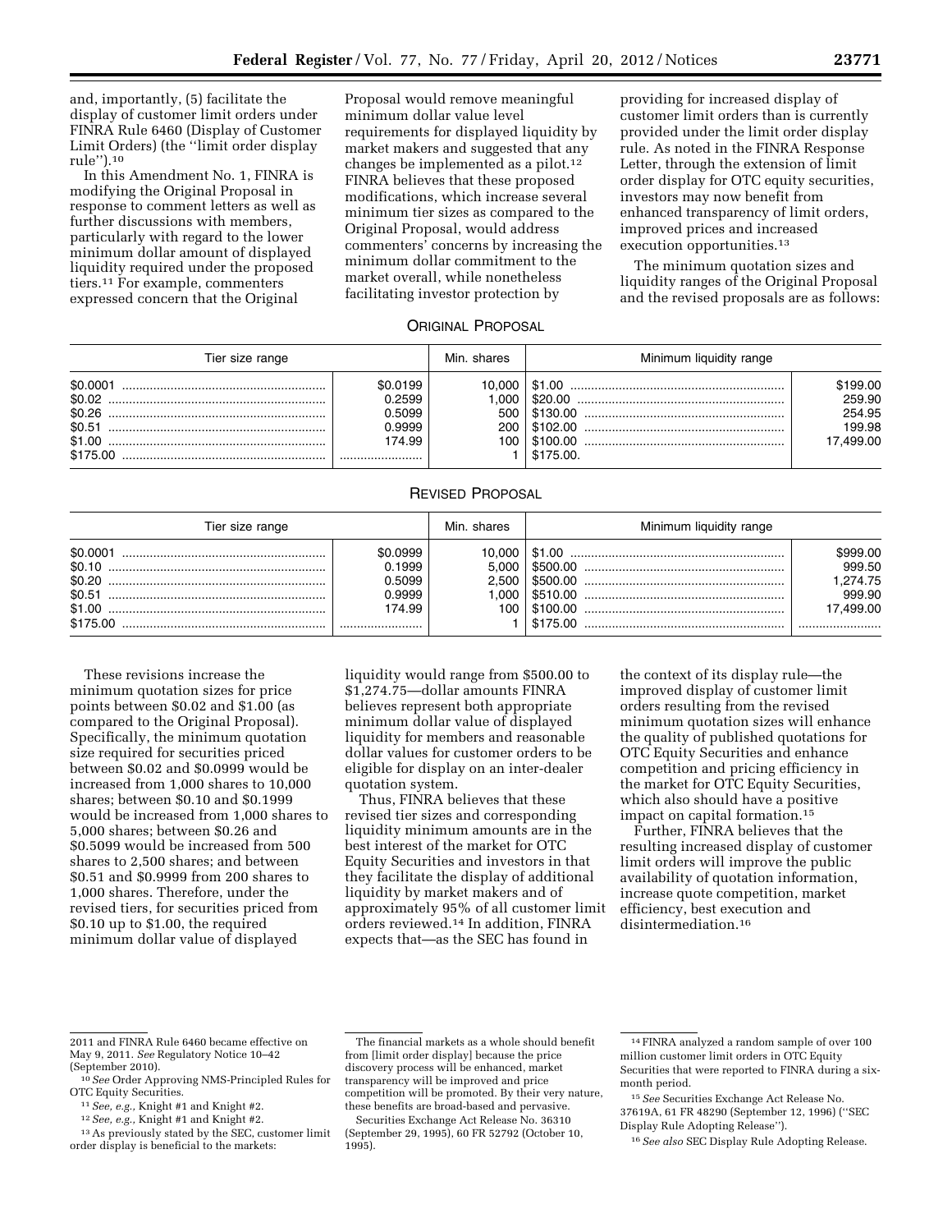and, importantly, (5) facilitate the display of customer limit orders under FINRA Rule 6460 (Display of Customer Limit Orders) (the ''limit order display rule'').[10]

In this Amendment No. 1, FINRA is modifying the Original Proposal in response to comment letters as well as further discussions with members, particularly with regard to the lower minimum dollar amount of displayed liquidity required under the proposed tiers.[11] For example, commenters expressed concern that the Original Proposal would remove meaningful minimum dollar value level requirements for displayed liquidity by market makers and suggested that any changes be implemented as a pilot.[12] FINRA believes that these proposed modifications, which increase several minimum tier sizes as compared to the Original Proposal, would address commenters' concerns by increasing the minimum dollar commitment to the market overall, while nonetheless facilitating investor protection by providing for increased display of customer limit orders than is currently provided under the limit order display rule. As noted in the FINRA Response Letter, through the extension of limit order display for OTC equity securities, investors may now benefit from enhanced transparency of limit orders, improved prices and increased execution opportunities.[13]

The minimum quotation sizes and liquidity ranges of the Original Proposal and the revised proposals are as follows:

ORIGINAL PROPOSAL

| Tier size range | | Min. shares | Minimum liquidity range | |
|---|---|---|---|---|
| $0.0001 | $0.0199 | 10,000 | $1.00 | $199.00 |
| $0.02 | 0.2599 | 1,000 | $20.00 | 259.90 |
| $0.26 | 0.5099 | 500 | $130.00 | 254.95 |
| $0.51 | 0.9999 | 200 | $102.00 | 199.98 |
| $1.00 | 174.99 | 100 | $100.00 | 17,499.00 |
| $175.00 | | 1 | $175.00. | |

REVISED PROPOSAL

| Tier size range | | Min. shares | Minimum liquidity range | |
|---|---|---|---|---|
| $0.0001 | $0.0999 | 10,000 | $1.00 | $999.00 |
| $0.10 | 0.1999 | 5,000 | $500.00 | 999.50 |
| $0.20 | 0.5099 | 2,500 | $500.00 | 1,274.75 |
| $0.51 | 0.9999 | 1,000 | $510.00 | 999.90 |
| $1.00 | 174.99 | 100 | $100.00 | 17,499.00 |
| $175.00 | | 1 | $175.00 | |

These revisions increase the minimum quotation sizes for price points between $0.02 and $1.00 (as compared to the Original Proposal). Specifically, the minimum quotation size required for securities priced between $0.02 and $0.0999 would be increased from 1,000 shares to 10,000 shares; between $0.10 and $0.1999 would be increased from 1,000 shares to 5,000 shares; between $0.26 and $0.5099 would be increased from 500 shares to 2,500 shares; and between $0.51 and $0.9999 from 200 shares to 1,000 shares. Therefore, under the revised tiers, for securities priced from $0.10 up to $1.00, the required minimum dollar value of displayed liquidity would range from $500.00 to $1,274.75—dollar amounts FINRA believes represent both appropriate minimum dollar value of displayed liquidity for members and reasonable dollar values for customer orders to be eligible for display on an inter-dealer quotation system.

Thus, FINRA believes that these revised tier sizes and corresponding liquidity minimum amounts are in the best interest of the market for OTC Equity Securities and investors in that they facilitate the display of additional liquidity by market makers and of approximately 95% of all customer limit orders reviewed.[14] In addition, FINRA expects that—as the SEC has found in the context of its display rule—the improved display of customer limit orders resulting from the revised minimum quotation sizes will enhance the quality of published quotations for OTC Equity Securities and enhance competition and pricing efficiency in the market for OTC Equity Securities, which also should have a positive impact on capital formation.[15]

Further, FINRA believes that the resulting increased display of customer limit orders will improve the public availability of quotation information, increase quote competition, market efficiency, best execution and disintermediation.[16]

---

2011 and FINRA Rule 6460 became effective on May 9, 2011. *See* Regulatory Notice 10–42 (September 2010).

[10] *See* Order Approving NMS-Principled Rules for OTC Equity Securities.

[11] *See, e.g.,* Knight #1 and Knight #2.

[12] *See, e.g.,* Knight #1 and Knight #2.

[13] As previously stated by the SEC, customer limit order display is beneficial to the markets:

The financial markets as a whole should benefit from [limit order display] because the price discovery process will be enhanced, market transparency will be improved and price competition will be promoted. By their very nature, these benefits are broad-based and pervasive.

Securities Exchange Act Release No. 36310 (September 29, 1995), 60 FR 52792 (October 10, 1995).

[14] FINRA analyzed a random sample of over 100 million customer limit orders in OTC Equity Securities that were reported to FINRA during a six-month period.

[15] *See* Securities Exchange Act Release No. 37619A, 61 FR 48290 (September 12, 1996) (''SEC Display Rule Adopting Release'').

[16] *See also* SEC Display Rule Adopting Release.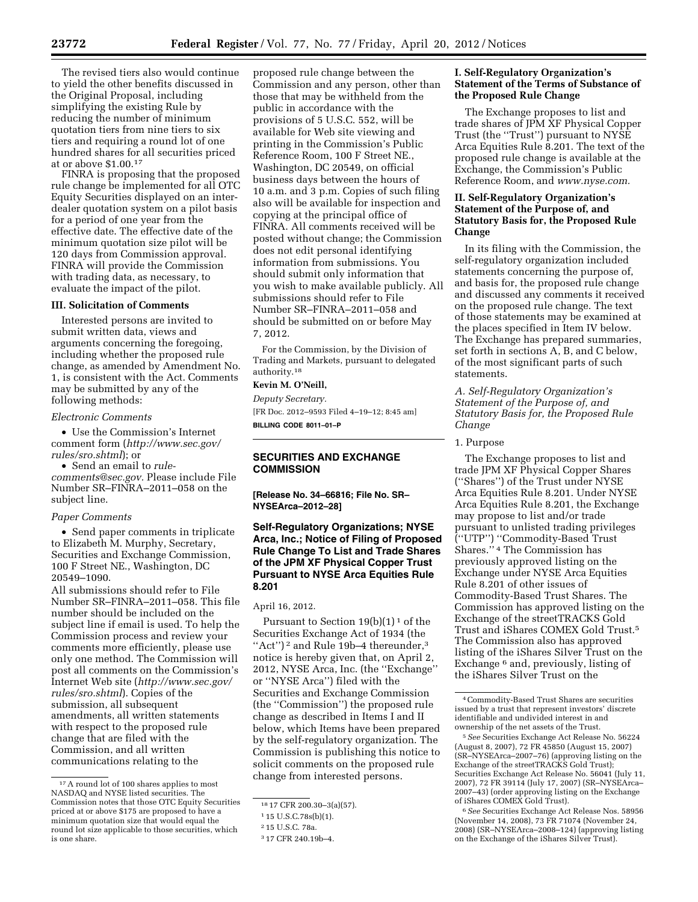The revised tiers also would continue to yield the other benefits discussed in the Original Proposal, including simplifying the existing Rule by reducing the number of minimum quotation tiers from nine tiers to six tiers and requiring a round lot of one hundred shares for all securities priced at or above $1.00.[17]

FINRA is proposing that the proposed rule change be implemented for all OTC Equity Securities displayed on an inter-dealer quotation system on a pilot basis for a period of one year from the effective date. The effective date of the minimum quotation size pilot will be 120 days from Commission approval. FINRA will provide the Commission with trading data, as necessary, to evaluate the impact of the pilot.

### III. Solicitation of Comments

Interested persons are invited to submit written data, views and arguments concerning the foregoing, including whether the proposed rule change, as amended by Amendment No. 1, is consistent with the Act. Comments may be submitted by any of the following methods:

*Electronic Comments*

- Use the Commission's Internet comment form (*http://www.sec.gov/rules/sro.shtml*); or
- Send an email to *rule-comments@sec.gov.* Please include File Number SR–FINRA–2011–058 on the subject line.

*Paper Comments*

- Send paper comments in triplicate to Elizabeth M. Murphy, Secretary, Securities and Exchange Commission, 100 F Street NE., Washington, DC 20549–1090.

All submissions should refer to File Number SR–FINRA–2011–058. This file number should be included on the subject line if email is used. To help the Commission process and review your comments more efficiently, please use only one method. The Commission will post all comments on the Commission's Internet Web site (*http://www.sec.gov/rules/sro.shtml*). Copies of the submission, all subsequent amendments, all written statements with respect to the proposed rule change that are filed with the Commission, and all written communications relating to the proposed rule change between the Commission and any person, other than those that may be withheld from the public in accordance with the provisions of 5 U.S.C. 552, will be available for Web site viewing and printing in the Commission's Public Reference Room, 100 F Street NE., Washington, DC 20549, on official business days between the hours of 10 a.m. and 3 p.m. Copies of such filing also will be available for inspection and copying at the principal office of FINRA. All comments received will be posted without change; the Commission does not edit personal identifying information from submissions. You should submit only information that you wish to make available publicly. All submissions should refer to File Number SR–FINRA–2011–058 and should be submitted on or before May 7, 2012.

For the Commission, by the Division of Trading and Markets, pursuant to delegated authority.[18]

**Kevin M. O'Neill,**

*Deputy Secretary.*

[FR Doc. 2012–9593 Filed 4–19–12; 8:45 am]

**BILLING CODE 8011–01–P**

---

## SECURITIES AND EXCHANGE COMMISSION

**[Release No. 34–66816; File No. SR–NYSEArca–2012–28]**

## Self-Regulatory Organizations; NYSE Arca, Inc.; Notice of Filing of Proposed Rule Change To List and Trade Shares of the JPM XF Physical Copper Trust Pursuant to NYSE Arca Equities Rule 8.201

April 16, 2012.

Pursuant to Section 19(b)(1)[1] of the Securities Exchange Act of 1934 (the "Act")[2] and Rule 19b–4 thereunder,[3] notice is hereby given that, on April 2, 2012, NYSE Arca, Inc. (the "Exchange" or "NYSE Arca") filed with the Securities and Exchange Commission (the "Commission") the proposed rule change as described in Items I and II below, which Items have been prepared by the self-regulatory organization. The Commission is publishing this notice to solicit comments on the proposed rule change from interested persons.

### I. Self-Regulatory Organization's Statement of the Terms of Substance of the Proposed Rule Change

The Exchange proposes to list and trade shares of JPM XF Physical Copper Trust (the "Trust") pursuant to NYSE Arca Equities Rule 8.201. The text of the proposed rule change is available at the Exchange, the Commission's Public Reference Room, and *www.nyse.com.*

### II. Self-Regulatory Organization's Statement of the Purpose of, and Statutory Basis for, the Proposed Rule Change

In its filing with the Commission, the self-regulatory organization included statements concerning the purpose of, and basis for, the proposed rule change and discussed any comments it received on the proposed rule change. The text of those statements may be examined at the places specified in Item IV below. The Exchange has prepared summaries, set forth in sections A, B, and C below, of the most significant parts of such statements.

*A. Self-Regulatory Organization's Statement of the Purpose of, and Statutory Basis for, the Proposed Rule Change*

1. Purpose

The Exchange proposes to list and trade JPM XF Physical Copper Shares ("Shares") of the Trust under NYSE Arca Equities Rule 8.201. Under NYSE Arca Equities Rule 8.201, the Exchange may propose to list and/or trade pursuant to unlisted trading privileges ("UTP") "Commodity-Based Trust Shares."[4] The Commission has previously approved listing on the Exchange under NYSE Arca Equities Rule 8.201 of other issues of Commodity-Based Trust Shares. The Commission has approved listing on the Exchange of the streetTRACKS Gold Trust and iShares COMEX Gold Trust.[5] The Commission also has approved listing of the iShares Silver Trust on the Exchange[6] and, previously, listing of the iShares Silver Trust on the

---

[17] A round lot of 100 shares applies to most NASDAQ and NYSE listed securities. The Commission notes that those OTC Equity Securities priced at or above $175 are proposed to have a minimum quotation size that would equal the round lot size applicable to those securities, which is one share.

[18] 17 CFR 200.30–3(a)(57).

[1] 15 U.S.C.78s(b)(1).

[2] 15 U.S.C. 78a.

[3] 17 CFR 240.19b–4.

[4] Commodity-Based Trust Shares are securities issued by a trust that represent investors' discrete identifiable and undivided interest in and ownership of the net assets of the Trust.

[5] *See* Securities Exchange Act Release No. 56224 (August 8, 2007), 72 FR 45850 (August 15, 2007) (SR–NYSEArca–2007–76) (approving listing on the Exchange of the streetTRACKS Gold Trust); Securities Exchange Act Release No. 56041 (July 11, 2007), 72 FR 39114 (July 17, 2007) (SR–NYSEArca–2007–43) (order approving listing on the Exchange of iShares COMEX Gold Trust).

[6] *See* Securities Exchange Act Release Nos. 58956 (November 14, 2008), 73 FR 71074 (November 24, 2008) (SR–NYSEArca–2008–124) (approving listing on the Exchange of the iShares Silver Trust).